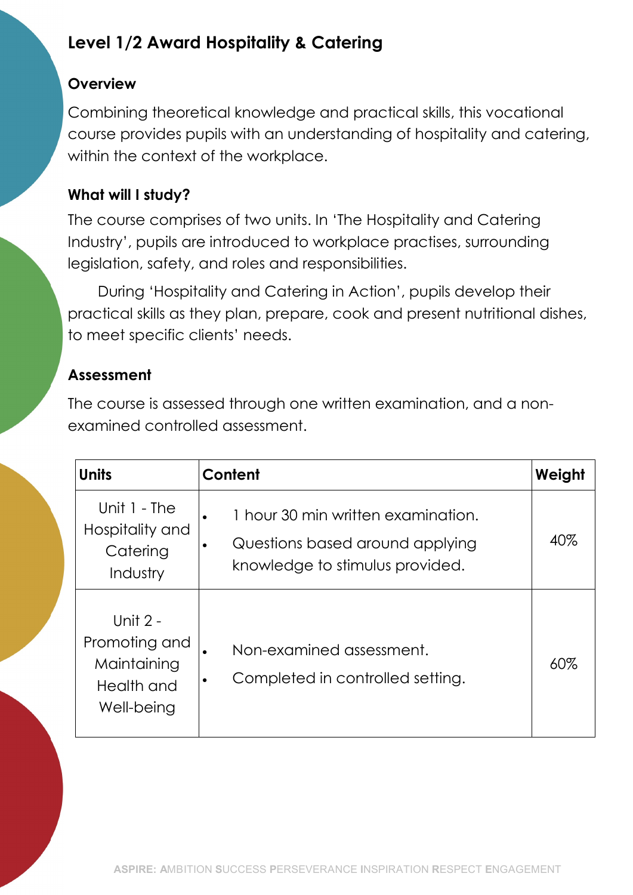# Level 1/2 Award Hospitality & Catering

## Overview

Combining theoretical knowledge and practical skills, this vocational course provides pupils with an understanding of hospitality and catering, within the context of the workplace.

## What will I study?

The course comprises of two units. In 'The Hospitality and Catering Industry', pupils are introduced to workplace practises, surrounding legislation, safety, and roles and responsibilities.

During 'Hospitality and Catering in Action', pupils develop their practical skills as they plan, prepare, cook and present nutritional dishes, to meet specific clients' needs.

## Assessment

The course is assessed through one written examination, and a non-examined controlled assessment.

| Units | Content | Weight |
|---|---|---|
| Unit 1 - The Hospitality and Catering Industry | • 1 hour 30 min written examination.<br>• Questions based around applying knowledge to stimulus provided. | 40% |
| Unit 2 - Promoting and Maintaining Health and Well-being | • Non-examined assessment.<br>• Completed in controlled setting. | 60% |

ASPIRE: AMBITION SUCCESS PERSEVERANCE INSPIRATION RESPECT ENGAGEMENT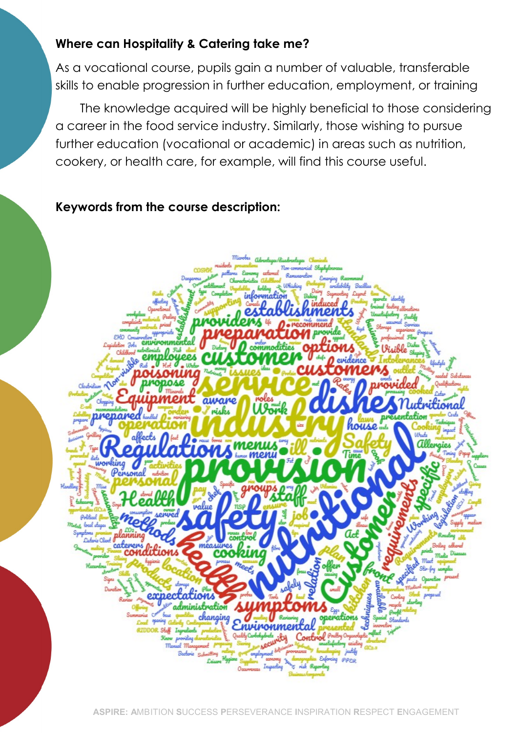**Where can Hospitality & Catering take me?**

As a vocational course, pupils gain a number of valuable, transferable skills to enable progression in further education, employment, or training

The knowledge acquired will be highly beneficial to those considering a career in the food service industry. Similarly, those wishing to pursue further education (vocational or academic) in areas such as nutrition, cookery, or health care, for example, will find this course useful.

**Keywords from the course description:**